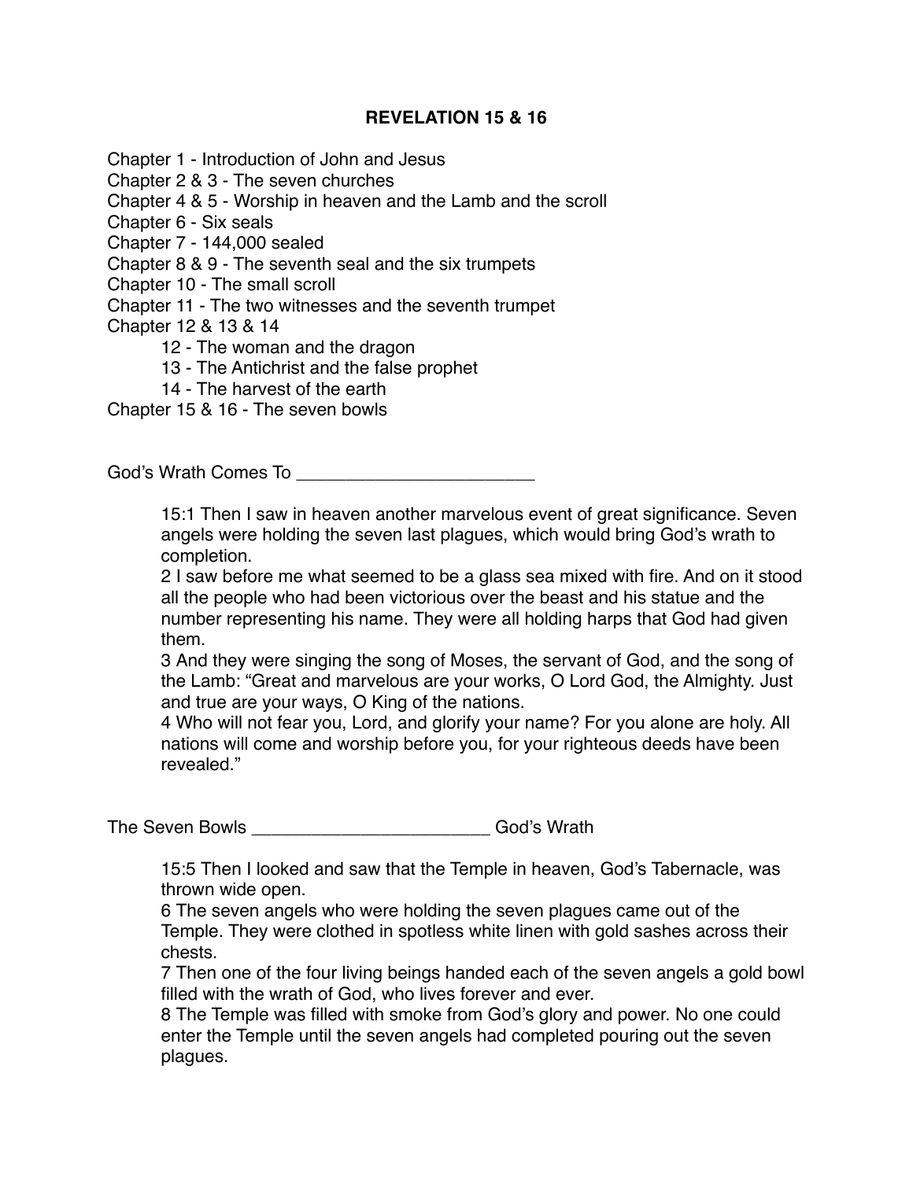# REVELATION 15 & 16

Chapter 1 - Introduction of John and Jesus
Chapter 2 & 3 - The seven churches
Chapter 4 & 5 - Worship in heaven and the Lamb and the scroll
Chapter 6 - Six seals
Chapter 7 - 144,000 sealed
Chapter 8 & 9 - The seventh seal and the six trumpets
Chapter 10 - The small scroll
Chapter 11 - The two witnesses and the seventh trumpet
Chapter 12 & 13 & 14
- 12 - The woman and the dragon
- 13 - The Antichrist and the false prophet
- 14 - The harvest of the earth

Chapter 15 & 16 - The seven bowls

God's Wrath Comes To ________________________

> 15:1 Then I saw in heaven another marvelous event of great significance. Seven angels were holding the seven last plagues, which would bring God's wrath to completion.
> 2 I saw before me what seemed to be a glass sea mixed with fire. And on it stood all the people who had been victorious over the beast and his statue and the number representing his name. They were all holding harps that God had given them.
> 3 And they were singing the song of Moses, the servant of God, and the song of the Lamb: "Great and marvelous are your works, O Lord God, the Almighty. Just and true are your ways, O King of the nations.
> 4 Who will not fear you, Lord, and glorify your name? For you alone are holy. All nations will come and worship before you, for your righteous deeds have been revealed."

The Seven Bowls ________________________ God's Wrath

> 15:5 Then I looked and saw that the Temple in heaven, God's Tabernacle, was thrown wide open.
> 6 The seven angels who were holding the seven plagues came out of the Temple. They were clothed in spotless white linen with gold sashes across their chests.
> 7 Then one of the four living beings handed each of the seven angels a gold bowl filled with the wrath of God, who lives forever and ever.
> 8 The Temple was filled with smoke from God's glory and power. No one could enter the Temple until the seven angels had completed pouring out the seven plagues.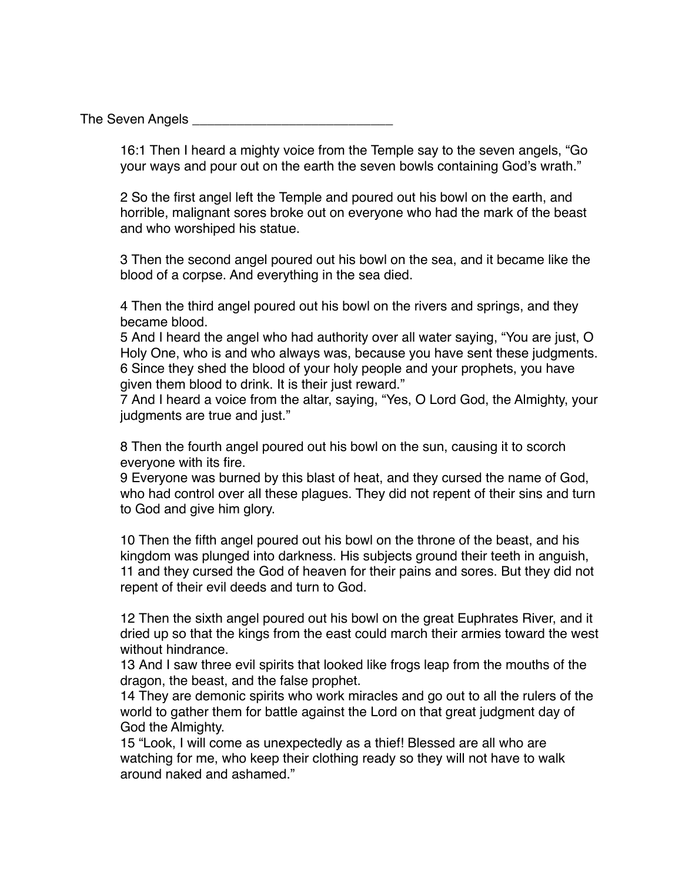The Seven Angels ___________________________

16:1 Then I heard a mighty voice from the Temple say to the seven angels, "Go your ways and pour out on the earth the seven bowls containing God's wrath."

2 So the first angel left the Temple and poured out his bowl on the earth, and horrible, malignant sores broke out on everyone who had the mark of the beast and who worshiped his statue.

3 Then the second angel poured out his bowl on the sea, and it became like the blood of a corpse. And everything in the sea died.

4 Then the third angel poured out his bowl on the rivers and springs, and they became blood.
5 And I heard the angel who had authority over all water saying, "You are just, O Holy One, who is and who always was, because you have sent these judgments.
6 Since they shed the blood of your holy people and your prophets, you have given them blood to drink. It is their just reward."
7 And I heard a voice from the altar, saying, "Yes, O Lord God, the Almighty, your judgments are true and just."

8 Then the fourth angel poured out his bowl on the sun, causing it to scorch everyone with its fire.
9 Everyone was burned by this blast of heat, and they cursed the name of God, who had control over all these plagues. They did not repent of their sins and turn to God and give him glory.

10 Then the fifth angel poured out his bowl on the throne of the beast, and his kingdom was plunged into darkness. His subjects ground their teeth in anguish,
11 and they cursed the God of heaven for their pains and sores. But they did not repent of their evil deeds and turn to God.

12 Then the sixth angel poured out his bowl on the great Euphrates River, and it dried up so that the kings from the east could march their armies toward the west without hindrance.
13 And I saw three evil spirits that looked like frogs leap from the mouths of the dragon, the beast, and the false prophet.
14 They are demonic spirits who work miracles and go out to all the rulers of the world to gather them for battle against the Lord on that great judgment day of God the Almighty.
15 "Look, I will come as unexpectedly as a thief! Blessed are all who are watching for me, who keep their clothing ready so they will not have to walk around naked and ashamed."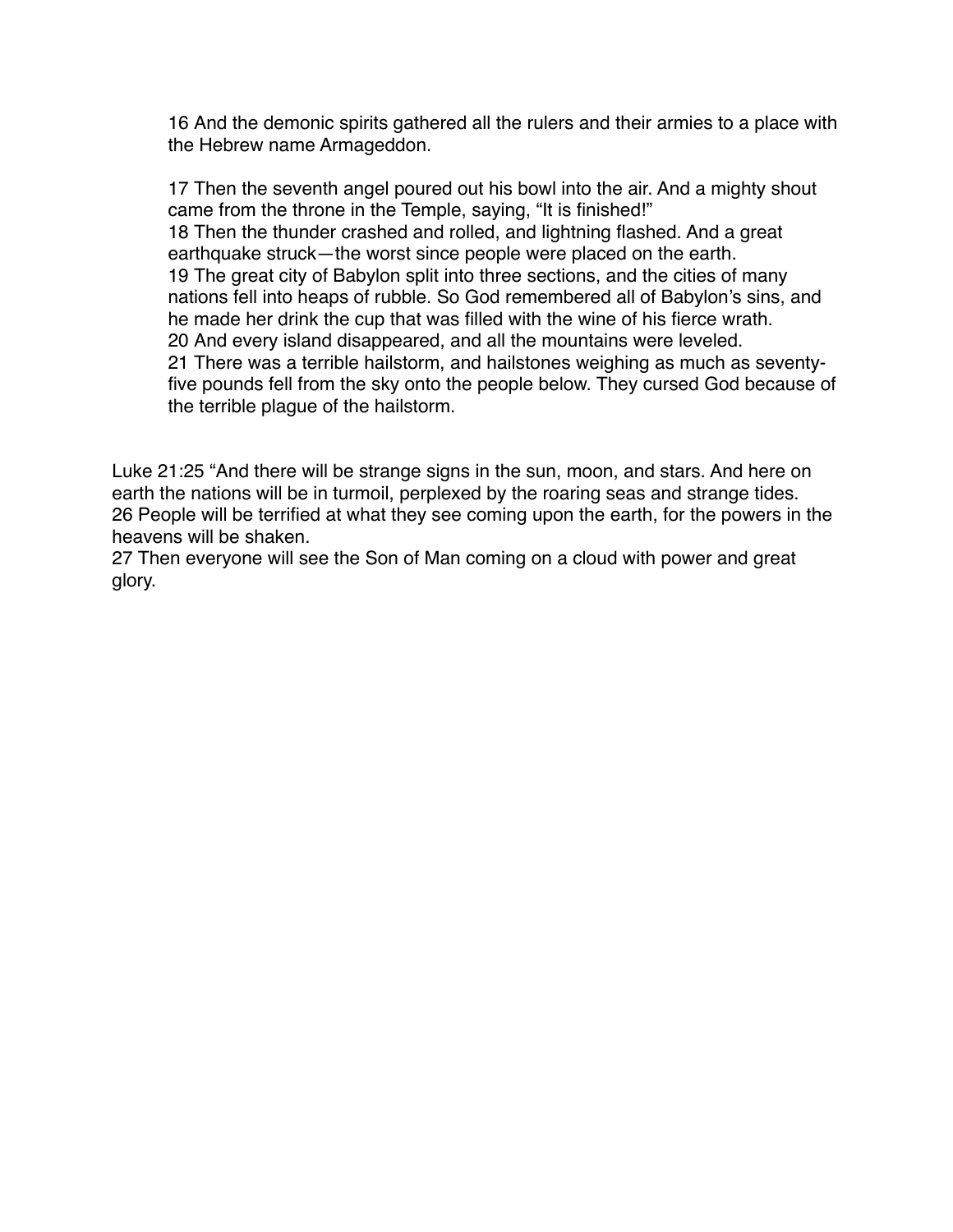16 And the demonic spirits gathered all the rulers and their armies to a place with the Hebrew name Armageddon.

17 Then the seventh angel poured out his bowl into the air. And a mighty shout came from the throne in the Temple, saying, "It is finished!"
18 Then the thunder crashed and rolled, and lightning flashed. And a great earthquake struck—the worst since people were placed on the earth.
19 The great city of Babylon split into three sections, and the cities of many nations fell into heaps of rubble. So God remembered all of Babylon's sins, and he made her drink the cup that was filled with the wine of his fierce wrath.
20 And every island disappeared, and all the mountains were leveled.
21 There was a terrible hailstorm, and hailstones weighing as much as seventy-five pounds fell from the sky onto the people below. They cursed God because of the terrible plague of the hailstorm.

Luke 21:25 "And there will be strange signs in the sun, moon, and stars. And here on earth the nations will be in turmoil, perplexed by the roaring seas and strange tides.
26 People will be terrified at what they see coming upon the earth, for the powers in the heavens will be shaken.
27 Then everyone will see the Son of Man coming on a cloud with power and great glory.